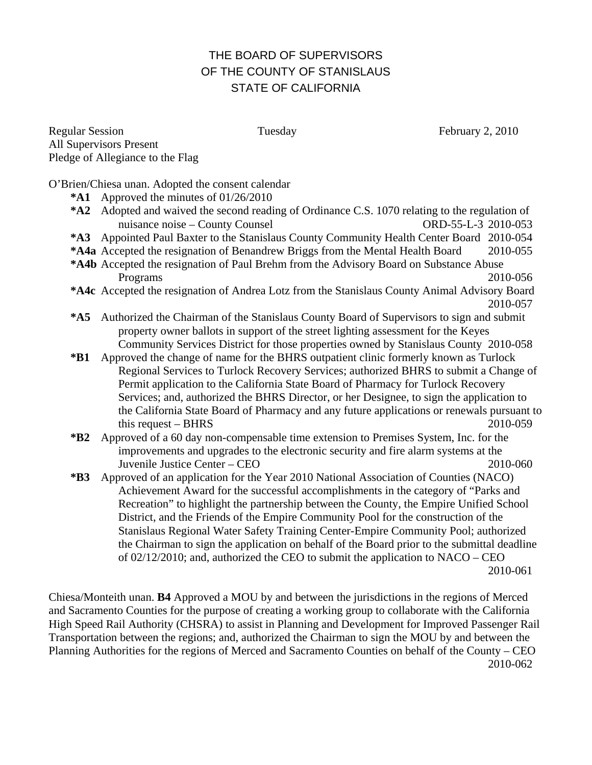# THE BOARD OF SUPERVISORS
# OF THE COUNTY OF STANISLAUS
# STATE OF CALIFORNIA

Regular Session Tuesday February 2, 2010
All Supervisors Present
Pledge of Allegiance to the Flag

O'Brien/Chiesa unan. Adopted the consent calendar

- **\*A1** Approved the minutes of 01/26/2010
- **\*A2** Adopted and waived the second reading of Ordinance C.S. 1070 relating to the regulation of nuisance noise – County Counsel ORD-55-L-3 2010-053
- **\*A3** Appointed Paul Baxter to the Stanislaus County Community Health Center Board 2010-054
- **\*A4a** Accepted the resignation of Benandrew Briggs from the Mental Health Board 2010-055
- **\*A4b** Accepted the resignation of Paul Brehm from the Advisory Board on Substance Abuse Programs 2010-056
- **\*A4c** Accepted the resignation of Andrea Lotz from the Stanislaus County Animal Advisory Board 2010-057
- **\*A5** Authorized the Chairman of the Stanislaus County Board of Supervisors to sign and submit property owner ballots in support of the street lighting assessment for the Keyes Community Services District for those properties owned by Stanislaus County 2010-058
- **\*B1** Approved the change of name for the BHRS outpatient clinic formerly known as Turlock Regional Services to Turlock Recovery Services; authorized BHRS to submit a Change of Permit application to the California State Board of Pharmacy for Turlock Recovery Services; and, authorized the BHRS Director, or her Designee, to sign the application to the California State Board of Pharmacy and any future applications or renewals pursuant to this request – BHRS 2010-059
- **\*B2** Approved of a 60 day non-compensable time extension to Premises System, Inc. for the improvements and upgrades to the electronic security and fire alarm systems at the Juvenile Justice Center – CEO 2010-060
- **\*B3** Approved of an application for the Year 2010 National Association of Counties (NACO) Achievement Award for the successful accomplishments in the category of "Parks and Recreation" to highlight the partnership between the County, the Empire Unified School District, and the Friends of the Empire Community Pool for the construction of the Stanislaus Regional Water Safety Training Center-Empire Community Pool; authorized the Chairman to sign the application on behalf of the Board prior to the submittal deadline of 02/12/2010; and, authorized the CEO to submit the application to NACO – CEO 2010-061

Chiesa/Monteith unan. **B4** Approved a MOU by and between the jurisdictions in the regions of Merced and Sacramento Counties for the purpose of creating a working group to collaborate with the California High Speed Rail Authority (CHSRA) to assist in Planning and Development for Improved Passenger Rail Transportation between the regions; and, authorized the Chairman to sign the MOU by and between the Planning Authorities for the regions of Merced and Sacramento Counties on behalf of the County – CEO 2010-062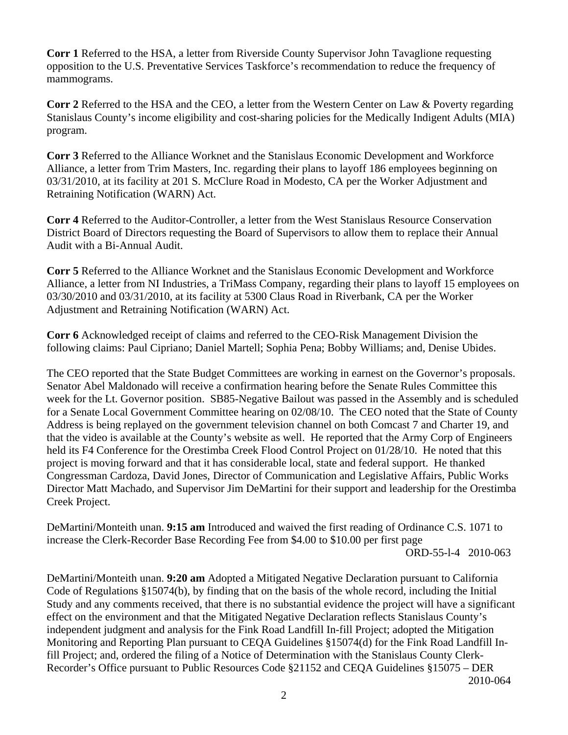**Corr 1** Referred to the HSA, a letter from Riverside County Supervisor John Tavaglione requesting opposition to the U.S. Preventative Services Taskforce's recommendation to reduce the frequency of mammograms.

**Corr 2** Referred to the HSA and the CEO, a letter from the Western Center on Law & Poverty regarding Stanislaus County's income eligibility and cost-sharing policies for the Medically Indigent Adults (MIA) program.

**Corr 3** Referred to the Alliance Worknet and the Stanislaus Economic Development and Workforce Alliance, a letter from Trim Masters, Inc. regarding their plans to layoff 186 employees beginning on 03/31/2010, at its facility at 201 S. McClure Road in Modesto, CA per the Worker Adjustment and Retraining Notification (WARN) Act.

**Corr 4** Referred to the Auditor-Controller, a letter from the West Stanislaus Resource Conservation District Board of Directors requesting the Board of Supervisors to allow them to replace their Annual Audit with a Bi-Annual Audit.

**Corr 5** Referred to the Alliance Worknet and the Stanislaus Economic Development and Workforce Alliance, a letter from NI Industries, a TriMass Company, regarding their plans to layoff 15 employees on 03/30/2010 and 03/31/2010, at its facility at 5300 Claus Road in Riverbank, CA per the Worker Adjustment and Retraining Notification (WARN) Act.

**Corr 6** Acknowledged receipt of claims and referred to the CEO-Risk Management Division the following claims: Paul Cipriano; Daniel Martell; Sophia Pena; Bobby Williams; and, Denise Ubides.

The CEO reported that the State Budget Committees are working in earnest on the Governor's proposals. Senator Abel Maldonado will receive a confirmation hearing before the Senate Rules Committee this week for the Lt. Governor position. SB85-Negative Bailout was passed in the Assembly and is scheduled for a Senate Local Government Committee hearing on 02/08/10. The CEO noted that the State of County Address is being replayed on the government television channel on both Comcast 7 and Charter 19, and that the video is available at the County's website as well. He reported that the Army Corp of Engineers held its F4 Conference for the Orestimba Creek Flood Control Project on 01/28/10. He noted that this project is moving forward and that it has considerable local, state and federal support. He thanked Congressman Cardoza, David Jones, Director of Communication and Legislative Affairs, Public Works Director Matt Machado, and Supervisor Jim DeMartini for their support and leadership for the Orestimba Creek Project.

DeMartini/Monteith unan. **9:15 am** Introduced and waived the first reading of Ordinance C.S. 1071 to increase the Clerk-Recorder Base Recording Fee from $4.00 to $10.00 per first page

ORD-55-l-4 2010-063

DeMartini/Monteith unan. **9:20 am** Adopted a Mitigated Negative Declaration pursuant to California Code of Regulations §15074(b), by finding that on the basis of the whole record, including the Initial Study and any comments received, that there is no substantial evidence the project will have a significant effect on the environment and that the Mitigated Negative Declaration reflects Stanislaus County's independent judgment and analysis for the Fink Road Landfill In-fill Project; adopted the Mitigation Monitoring and Reporting Plan pursuant to CEQA Guidelines §15074(d) for the Fink Road Landfill In-fill Project; and, ordered the filing of a Notice of Determination with the Stanislaus County Clerk-Recorder's Office pursuant to Public Resources Code §21152 and CEQA Guidelines §15075 – DER

2010-064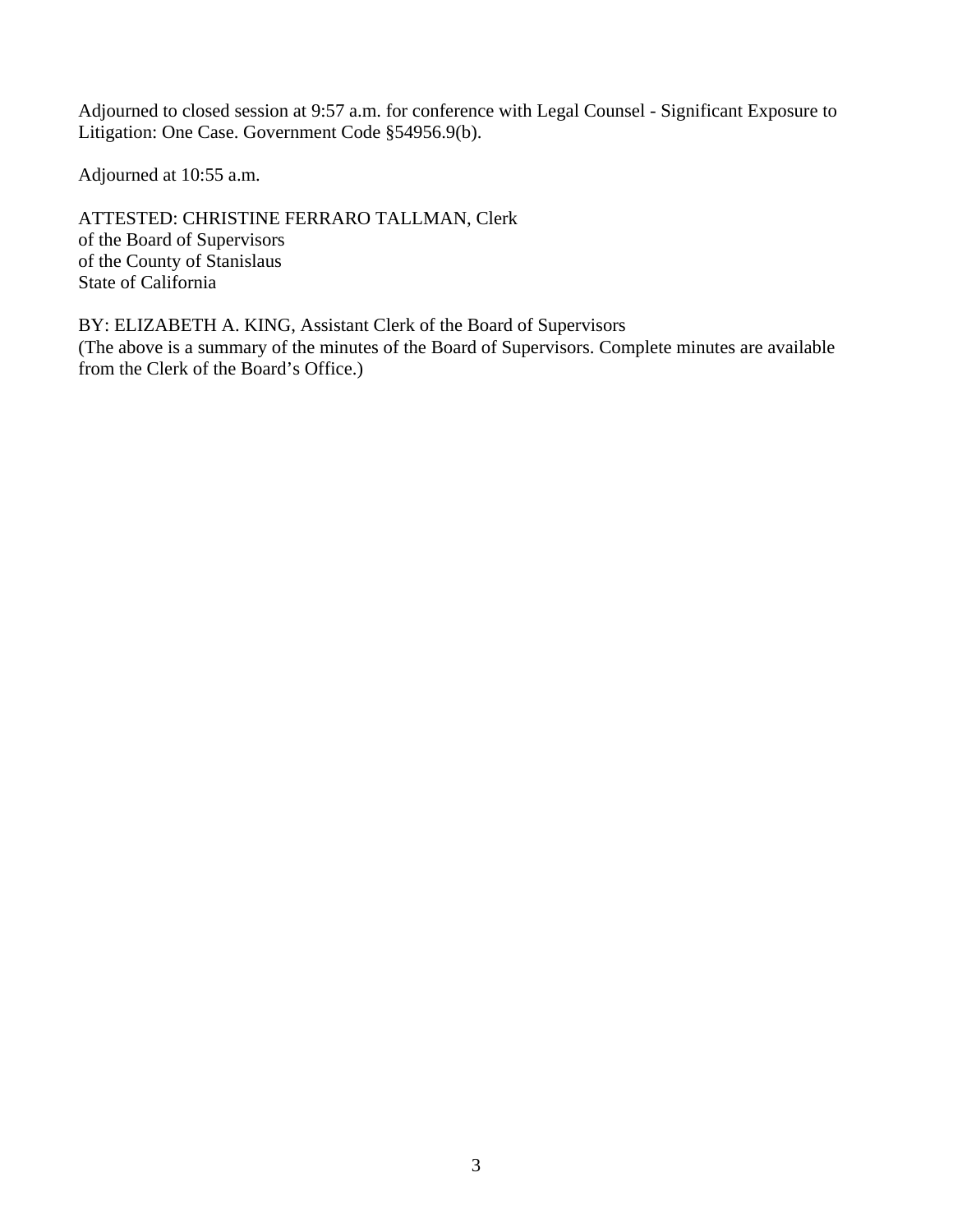Adjourned to closed session at 9:57 a.m. for conference with Legal Counsel - Significant Exposure to Litigation: One Case. Government Code §54956.9(b).

Adjourned at 10:55 a.m.

ATTESTED: CHRISTINE FERRARO TALLMAN, Clerk
of the Board of Supervisors
of the County of Stanislaus
State of California

BY: ELIZABETH A. KING, Assistant Clerk of the Board of Supervisors
(The above is a summary of the minutes of the Board of Supervisors. Complete minutes are available from the Clerk of the Board's Office.)